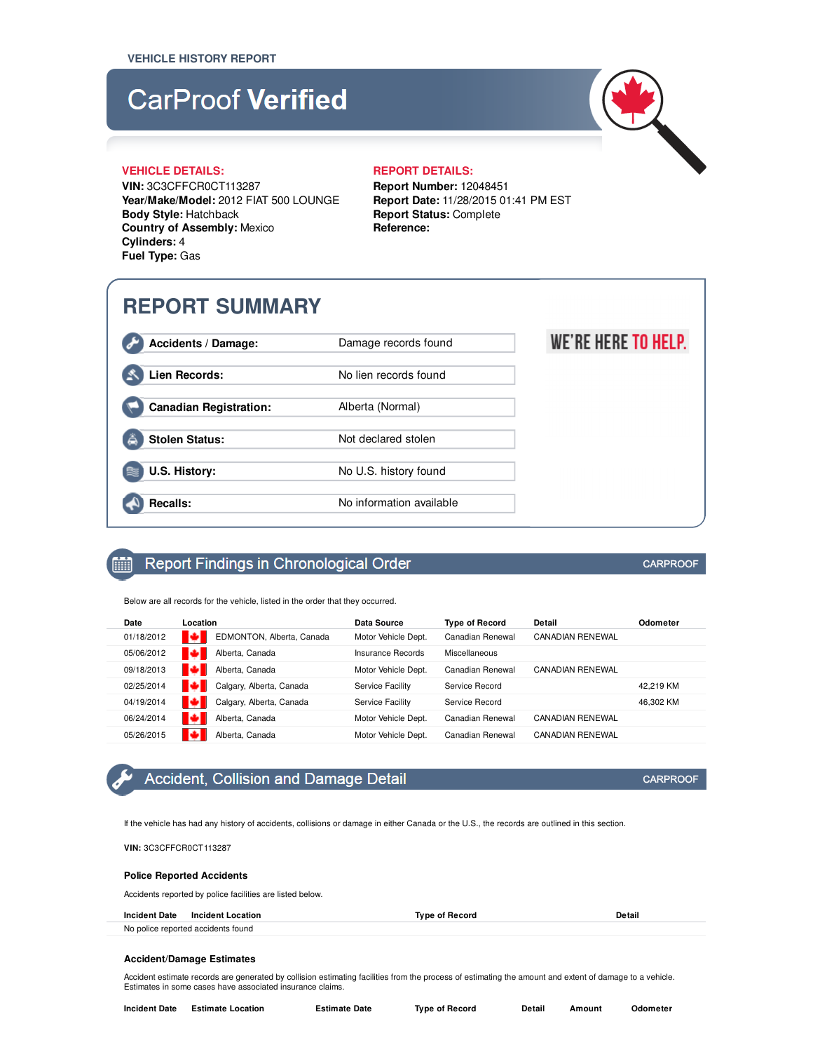VEHICLE HISTORY REPORT

# CarProof **Verified**

**VEHICLE DETAILS:**

**VIN:** 3C3CFFCR0CT113287
**Year/Make/Model:** 2012 FIAT 500 LOUNGE
**Body Style:** Hatchback
**Country of Assembly:** Mexico
**Cylinders:** 4
**Fuel Type:** Gas

**REPORT DETAILS:**

**Report Number:** 12048451
**Report Date:** 11/28/2015 01:41 PM EST
**Report Status:** Complete
**Reference:**

## REPORT SUMMARY

| | |
|---|---|
| **Accidents / Damage:** | Damage records found |
| **Lien Records:** | No lien records found |
| **Canadian Registration:** | Alberta (Normal) |
| **Stolen Status:** | Not declared stolen |
| **U.S. History:** | No U.S. history found |
| **Recalls:** | No information available |

WE'RE HERE TO HELP.

## Report Findings in Chronological Order

CARPROOF

Below are all records for the vehicle, listed in the order that they occurred.

| Date | Location | Data Source | Type of Record | Detail | Odometer |
|---|---|---|---|---|---|
| 01/18/2012 | EDMONTON, Alberta, Canada | Motor Vehicle Dept. | Canadian Renewal | CANADIAN RENEWAL | |
| 05/06/2012 | Alberta, Canada | Insurance Records | Miscellaneous | | |
| 09/18/2013 | Alberta, Canada | Motor Vehicle Dept. | Canadian Renewal | CANADIAN RENEWAL | |
| 02/25/2014 | Calgary, Alberta, Canada | Service Facility | Service Record | | 42,219 KM |
| 04/19/2014 | Calgary, Alberta, Canada | Service Facility | Service Record | | 46,302 KM |
| 06/24/2014 | Alberta, Canada | Motor Vehicle Dept. | Canadian Renewal | CANADIAN RENEWAL | |
| 05/26/2015 | Alberta, Canada | Motor Vehicle Dept. | Canadian Renewal | CANADIAN RENEWAL | |

## Accident, Collision and Damage Detail

CARPROOF

If the vehicle has had any history of accidents, collisions or damage in either Canada or the U.S., the records are outlined in this section.

**VIN:** 3C3CFFCR0CT113287

### Police Reported Accidents

Accidents reported by police facilities are listed below.

| Incident Date | Incident Location | Type of Record | Detail |
|---|---|---|---|
| No police reported accidents found | | | |

### Accident/Damage Estimates

Accident estimate records are generated by collision estimating facilities from the process of estimating the amount and extent of damage to a vehicle. Estimates in some cases have associated insurance claims.

| Incident Date | Estimate Location | Estimate Date | Type of Record | Detail | Amount | Odometer |
|---|---|---|---|---|---|---|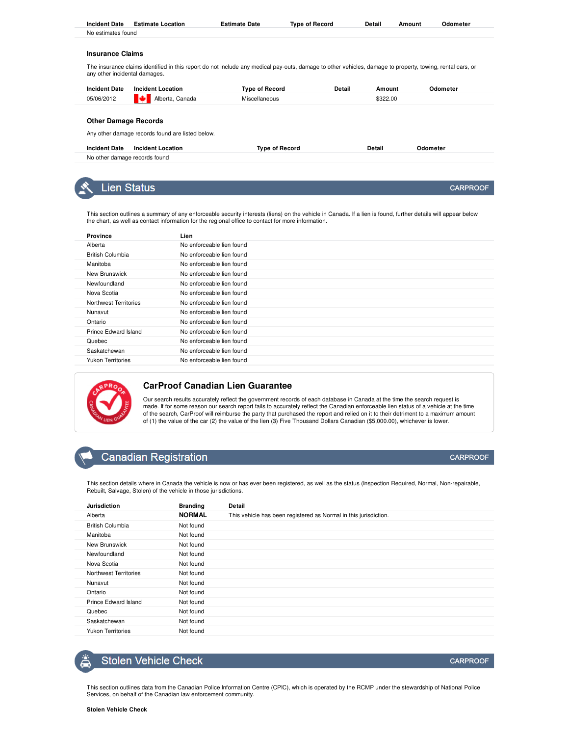| Incident Date | Estimate Location | Estimate Date | Type of Record | Detail | Amount | Odometer |
|---|---|---|---|---|---|---|
| No estimates found | | | | | | |

### Insurance Claims

The insurance claims identified in this report do not include any medical pay-outs, damage to other vehicles, damage to property, towing, rental cars, or any other incidental damages.

| Incident Date | Incident Location | Type of Record | Detail | Amount | Odometer |
|---|---|---|---|---|---|
| 05/06/2012 | Alberta, Canada | Miscellaneous | | $322.00 | |

### Other Damage Records

Any other damage records found are listed below.

| Incident Date | Incident Location | Type of Record | Detail | Odometer |
|---|---|---|---|---|
| No other damage records found | | | | |

## Lien Status

CARPROOF

This section outlines a summary of any enforceable security interests (liens) on the vehicle in Canada. If a lien is found, further details will appear below the chart, as well as contact information for the regional office to contact for more information.

| Province | Lien |
|---|---|
| Alberta | No enforceable lien found |
| British Columbia | No enforceable lien found |
| Manitoba | No enforceable lien found |
| New Brunswick | No enforceable lien found |
| Newfoundland | No enforceable lien found |
| Nova Scotia | No enforceable lien found |
| Northwest Territories | No enforceable lien found |
| Nunavut | No enforceable lien found |
| Ontario | No enforceable lien found |
| Prince Edward Island | No enforceable lien found |
| Quebec | No enforceable lien found |
| Saskatchewan | No enforceable lien found |
| Yukon Territories | No enforceable lien found |

### CarProof Canadian Lien Guarantee

Our search results accurately reflect the government records of each database in Canada at the time the search request is made. If for some reason our search report fails to accurately reflect the Canadian enforceable lien status of a vehicle at the time of the search, CarProof will reimburse the party that purchased the report and relied on it to their detriment to a maximum amount of (1) the value of the car (2) the value of the lien (3) Five Thousand Dollars Canadian ($5,000.00), whichever is lower.

## Canadian Registration

CARPROOF

This section details where in Canada the vehicle is now or has ever been registered, as well as the status (Inspection Required, Normal, Non-repairable, Rebuilt, Salvage, Stolen) of the vehicle in those jurisdictions.

| Jurisdiction | Branding | Detail |
|---|---|---|
| Alberta | **NORMAL** | This vehicle has been registered as Normal in this jurisdiction. |
| British Columbia | Not found | |
| Manitoba | Not found | |
| New Brunswick | Not found | |
| Newfoundland | Not found | |
| Nova Scotia | Not found | |
| Northwest Territories | Not found | |
| Nunavut | Not found | |
| Ontario | Not found | |
| Prince Edward Island | Not found | |
| Quebec | Not found | |
| Saskatchewan | Not found | |
| Yukon Territories | Not found | |

## Stolen Vehicle Check

CARPROOF

This section outlines data from the Canadian Police Information Centre (CPIC), which is operated by the RCMP under the stewardship of National Police Services, on behalf of the Canadian law enforcement community.

**Stolen Vehicle Check**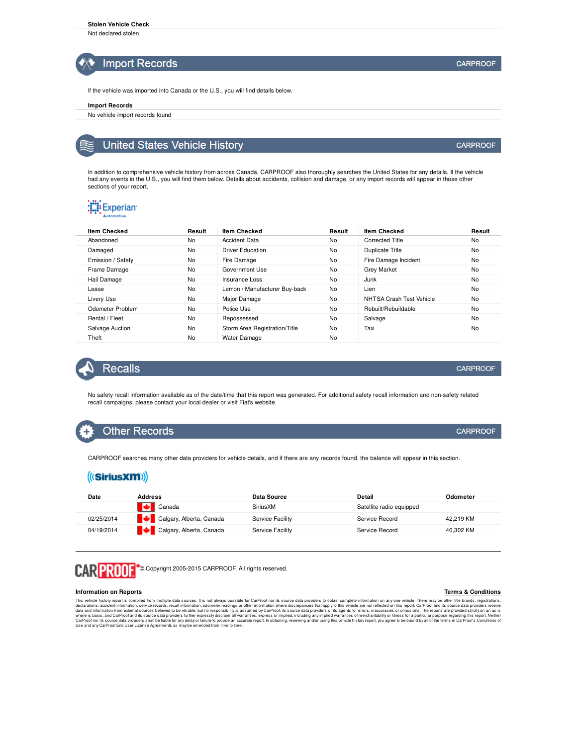**Stolen Vehicle Check**

Not declared stolen.

## Import Records

CARPROOF

If the vehicle was imported into Canada or the U.S., you will find details below.

**Import Records**

No vehicle import records found

## United States Vehicle History

CARPROOF

In addition to comprehensive vehicle history from across Canada, CARPROOF also thoroughly searches the United States for any details. If the vehicle had any events in the U.S., you will find them below. Details about accidents, collision and damage, or any import records will appear in those other sections of your report.

Experian Automotive

| Item Checked | Result | Item Checked | Result | Item Checked | Result |
|---|---|---|---|---|---|
| Abandoned | No | Accident Data | No | Corrected Title | No |
| Damaged | No | Driver Education | No | Duplicate Title | No |
| Emission / Safety | No | Fire Damage | No | Fire Damage Incident | No |
| Frame Damage | No | Government Use | No | Grey Market | No |
| Hail Damage | No | Insurance Loss | No | Junk | No |
| Lease | No | Lemon / Manufacturer Buy-back | No | Lien | No |
| Livery Use | No | Major Damage | No | NHTSA Crash Test Vehicle | No |
| Odometer Problem | No | Police Use | No | Rebuilt/Rebuildable | No |
| Rental / Fleet | No | Repossessed | No | Salvage | No |
| Salvage Auction | No | Storm Area Registration/Title | No | Taxi | No |
| Theft | No | Water Damage | No | | |

## Recalls

CARPROOF

No safety recall information available as of the date/time that this report was generated. For additional safety recall information and non-safety related recall campaigns, please contact your local dealer or visit Fiat's website.

## Other Records

CARPROOF

CARPROOF searches many other data providers for vehicle details, and if there are any records found, the balance will appear in this section.

SiriusXM

| Date | Address | Data Source | Detail | Odometer |
|---|---|---|---|---|
| | Canada | SiriusXM | Satellite radio equipped | |
| 02/25/2014 | Calgary, Alberta, Canada | Service Facility | Service Record | 42,219 KM |
| 04/19/2014 | Calgary, Alberta, Canada | Service Facility | Service Record | 46,302 KM |

CARPROOF © Copyright 2005-2015 CARPROOF. All rights reserved.

**Information on Reports**

**Terms & Conditions**

This vehicle history report is compiled from multiple data sources. It is not always possible for CarProof or its source data providers to obtain complete information on any one vehicle. There may be other title brands, registrations, declarations, accident information, service records, recall information, odometer readings or other information where discrepancies that apply to this vehicle are not reflected on this report. CarProof and its source data providers receive data and information from external sources believed to be reliable, but no responsibility is assumed by CarProof, its source data providers or its agents for errors, inaccuracies or omissions. The reports are provided strictly on an as is where is basis, and CarProof and its source data providers further expressly disclaim all warranties, express or implied, including any implied warranties of merchantability or fitness for a particular purpose regarding this report. Neither CarProof nor its source data providers shall be liable for any delay or failure to provide an accurate report. In obtaining, reviewing and/or using this vehicle history report, you agree to be bound by all of the terms in CarProof's Conditions of Use and any CarProof End User License Agreements as may be amended from time to time.